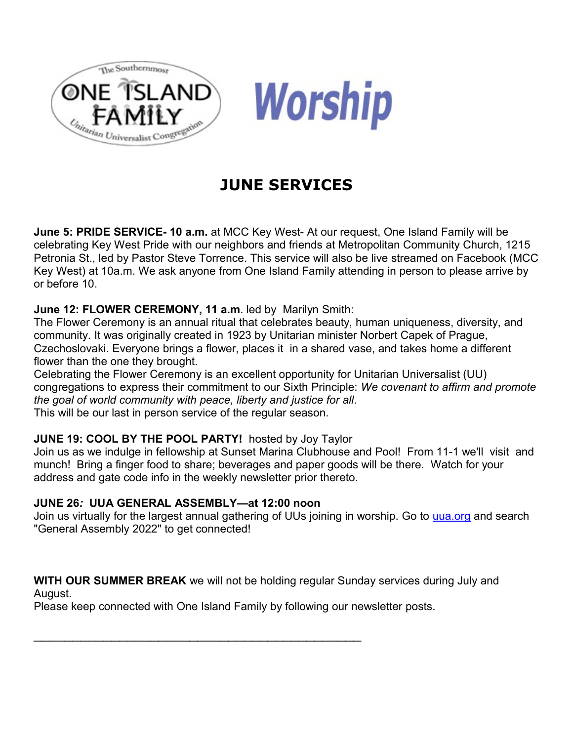The Southernmost **ONE ISLAND FAMILY** Unitarian Universalist Congregation

# Worship

## JUNE SERVICES

**June 5: PRIDE SERVICE- 10 a.m.** at MCC Key West- At our request, One Island Family will be celebrating Key West Pride with our neighbors and friends at Metropolitan Community Church, 1215 Petronia St., led by Pastor Steve Torrence. This service will also be live streamed on Facebook (MCC Key West) at 10a.m. We ask anyone from One Island Family attending in person to please arrive by or before 10.

**June 12: FLOWER CEREMONY, 11 a.m**. led by Marilyn Smith:
The Flower Ceremony is an annual ritual that celebrates beauty, human uniqueness, diversity, and community. It was originally created in 1923 by Unitarian minister Norbert Capek of Prague, Czechoslovaki. Everyone brings a flower, places it in a shared vase, and takes home a different flower than the one they brought.
Celebrating the Flower Ceremony is an excellent opportunity for Unitarian Universalist (UU) congregations to express their commitment to our Sixth Principle: *We covenant to affirm and promote the goal of world community with peace, liberty and justice for all*.
This will be our last in person service of the regular season.

**JUNE 19: COOL BY THE POOL PARTY!** hosted by Joy Taylor
Join us as we indulge in fellowship at Sunset Marina Clubhouse and Pool! From 11-1 we'll visit and munch! Bring a finger food to share; beverages and paper goods will be there. Watch for your address and gate code info in the weekly newsletter prior thereto.

**JUNE 26*:* UUA GENERAL ASSEMBLY—at 12:00 noon**
Join us virtually for the largest annual gathering of UUs joining in worship. Go to [uua.org](uua.org) and search "General Assembly 2022" to get connected!

**WITH OUR SUMMER BREAK** we will not be holding regular Sunday services during July and August.
Please keep connected with One Island Family by following our newsletter posts.

---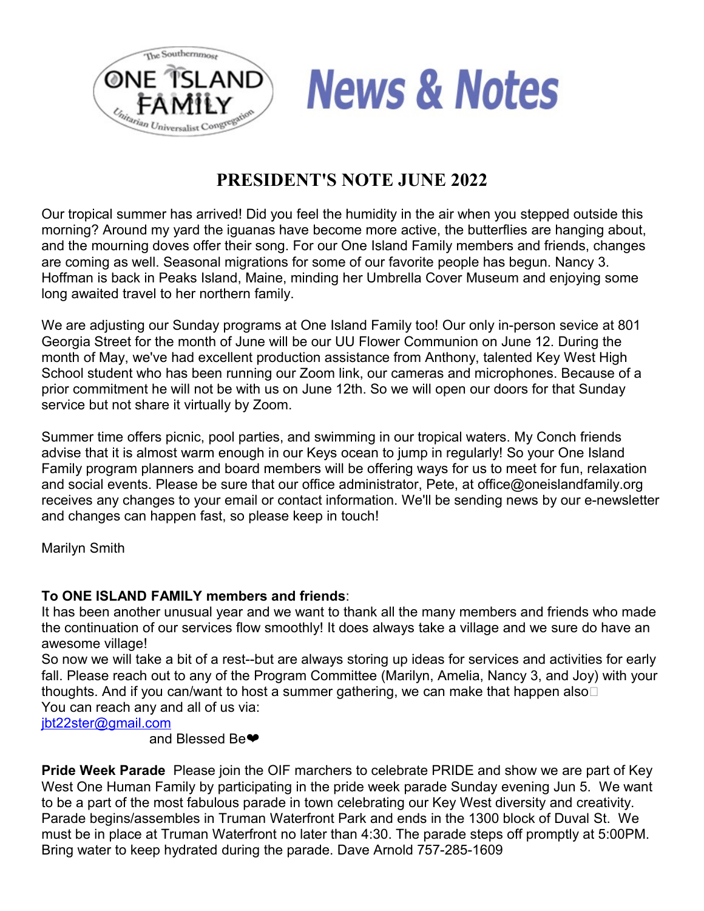# The Southernmost ONE ISLAND FAMILY Unitarian Universalist Congregation — News & Notes

## PRESIDENT'S NOTE JUNE 2022

Our tropical summer has arrived! Did you feel the humidity in the air when you stepped outside this morning? Around my yard the iguanas have become more active, the butterflies are hanging about, and the mourning doves offer their song. For our One Island Family members and friends, changes are coming as well. Seasonal migrations for some of our favorite people has begun. Nancy 3. Hoffman is back in Peaks Island, Maine, minding her Umbrella Cover Museum and enjoying some long awaited travel to her northern family.

We are adjusting our Sunday programs at One Island Family too! Our only in-person sevice at 801 Georgia Street for the month of June will be our UU Flower Communion on June 12. During the month of May, we've had excellent production assistance from Anthony, talented Key West High School student who has been running our Zoom link, our cameras and microphones. Because of a prior commitment he will not be with us on June 12th. So we will open our doors for that Sunday service but not share it virtually by Zoom.

Summer time offers picnic, pool parties, and swimming in our tropical waters. My Conch friends advise that it is almost warm enough in our Keys ocean to jump in regularly! So your One Island Family program planners and board members will be offering ways for us to meet for fun, relaxation and social events. Please be sure that our office administrator, Pete, at office@oneislandfamily.org receives any changes to your email or contact information. We'll be sending news by our e-newsletter and changes can happen fast, so please keep in touch!

Marilyn Smith

**To ONE ISLAND FAMILY members and friends**:
It has been another unusual year and we want to thank all the many members and friends who made the continuation of our services flow smoothly! It does always take a village and we sure do have an awesome village!
So now we will take a bit of a rest--but are always storing up ideas for services and activities for early fall. Please reach out to any of the Program Committee (Marilyn, Amelia, Nancy 3, and Joy) with your thoughts. And if you can/want to host a summer gathering, we can make that happen also
You can reach any and all of us via:
jbt22ster@gmail.com
and Blessed Be❤

**Pride Week Parade** Please join the OIF marchers to celebrate PRIDE and show we are part of Key West One Human Family by participating in the pride week parade Sunday evening Jun 5. We want to be a part of the most fabulous parade in town celebrating our Key West diversity and creativity. Parade begins/assembles in Truman Waterfront Park and ends in the 1300 block of Duval St. We must be in place at Truman Waterfront no later than 4:30. The parade steps off promptly at 5:00PM. Bring water to keep hydrated during the parade. Dave Arnold 757-285-1609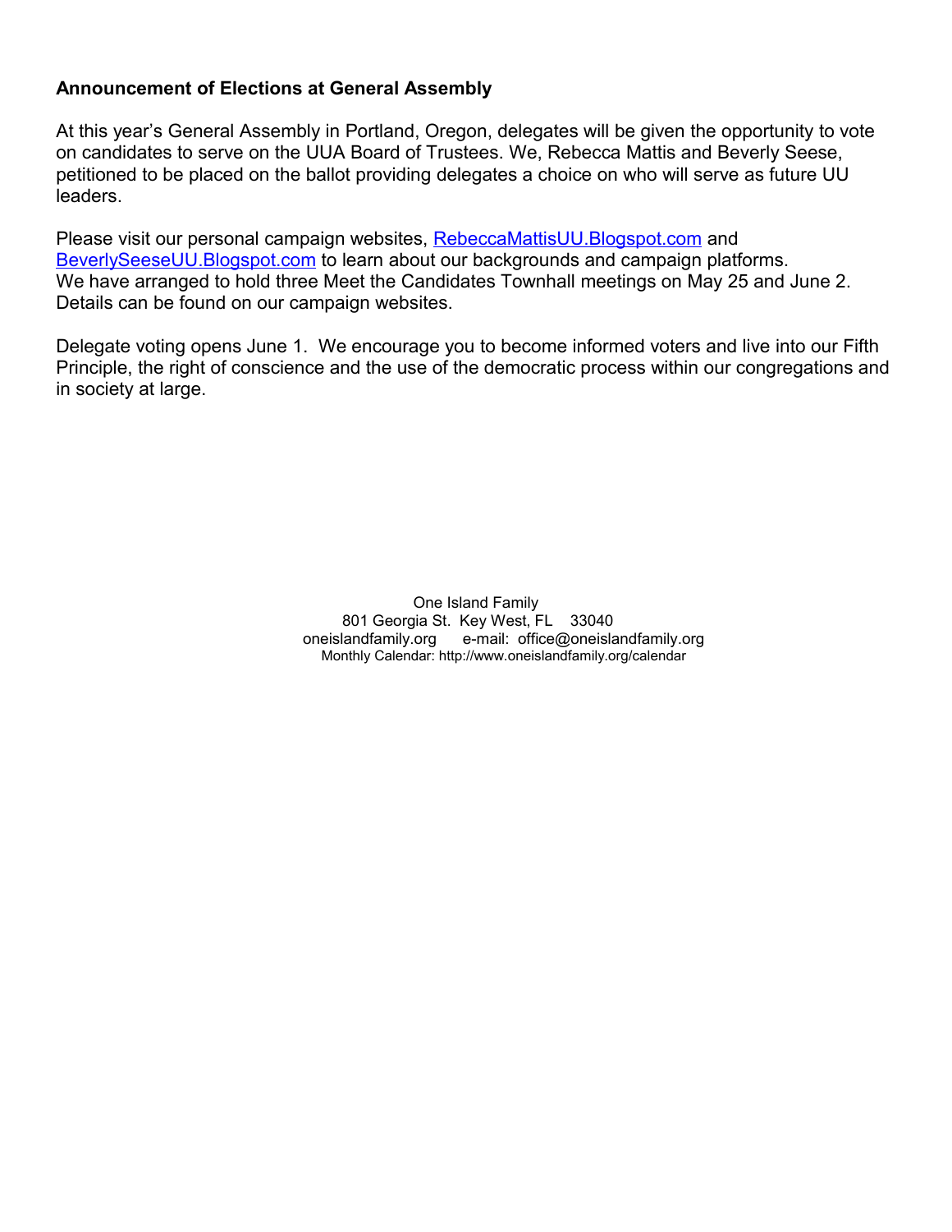**Announcement of Elections at General Assembly**

At this year's General Assembly in Portland, Oregon, delegates will be given the opportunity to vote on candidates to serve on the UUA Board of Trustees. We, Rebecca Mattis and Beverly Seese, petitioned to be placed on the ballot providing delegates a choice on who will serve as future UU leaders.

Please visit our personal campaign websites, [RebeccaMattisUU.Blogspot.com](http://RebeccaMattisUU.Blogspot.com) and [BeverlySeeseUU.Blogspot.com](http://BeverlySeeseUU.Blogspot.com) to learn about our backgrounds and campaign platforms. We have arranged to hold three Meet the Candidates Townhall meetings on May 25 and June 2. Details can be found on our campaign websites.

Delegate voting opens June 1. We encourage you to become informed voters and live into our Fifth Principle, the right of conscience and the use of the democratic process within our congregations and in society at large.

One Island Family
801 Georgia St. Key West, FL 33040
oneislandfamily.org e-mail: office@oneislandfamily.org
Monthly Calendar: http://www.oneislandfamily.org/calendar